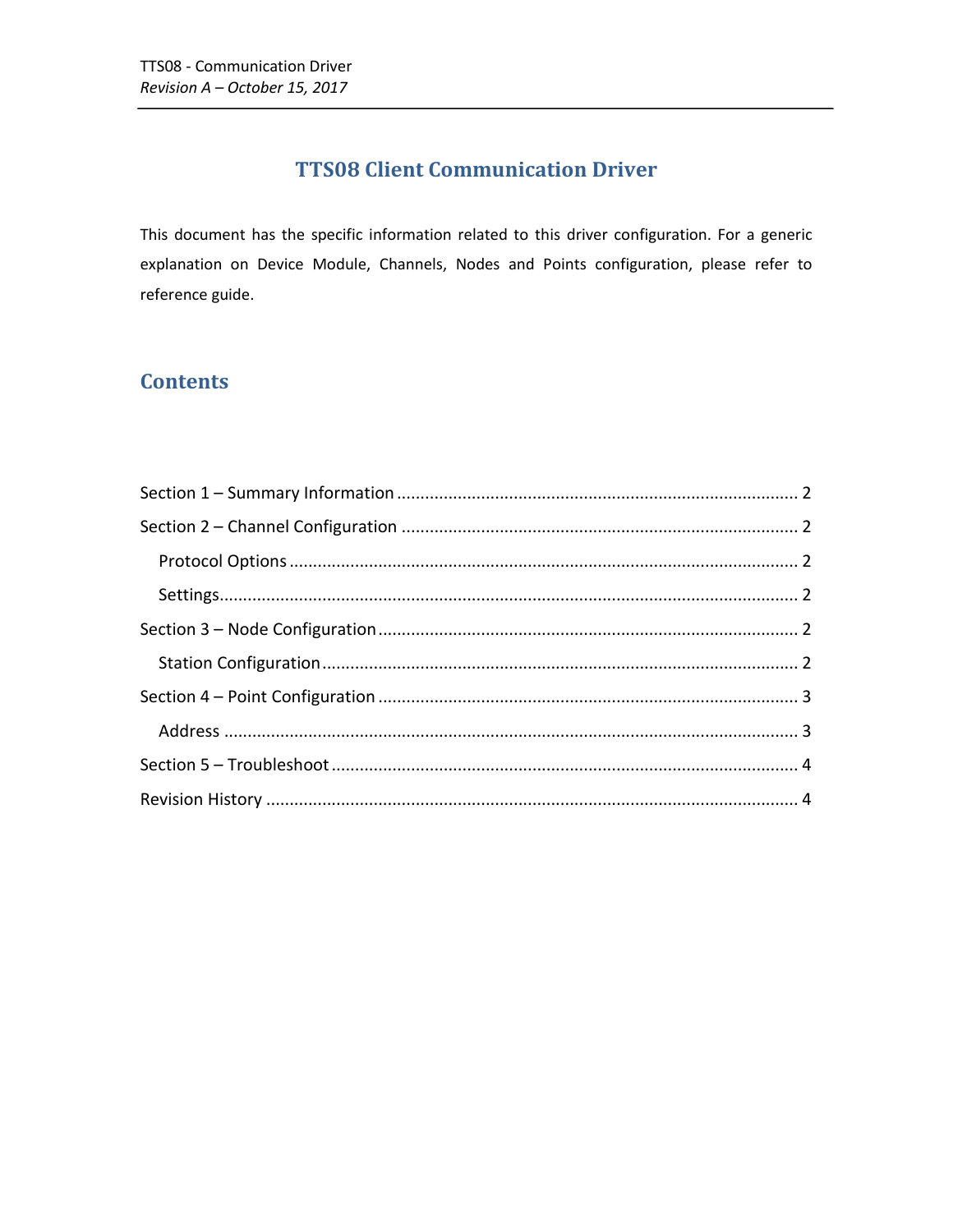# TTS08 Client Communication Driver

This document has the specific information related to this driver configuration. For a generic explanation on Device Module, Channels, Nodes and Points configuration, please refer to reference guide.

## Contents

Section 1 – Summary Information ..... 2

Section 2 – Channel Configuration ..... 2

- Protocol Options ..... 2
- Settings ..... 2

Section 3 – Node Configuration ..... 2

- Station Configuration ..... 2

Section 4 – Point Configuration ..... 3

- Address ..... 3

Section 5 – Troubleshoot ..... 4

Revision History ..... 4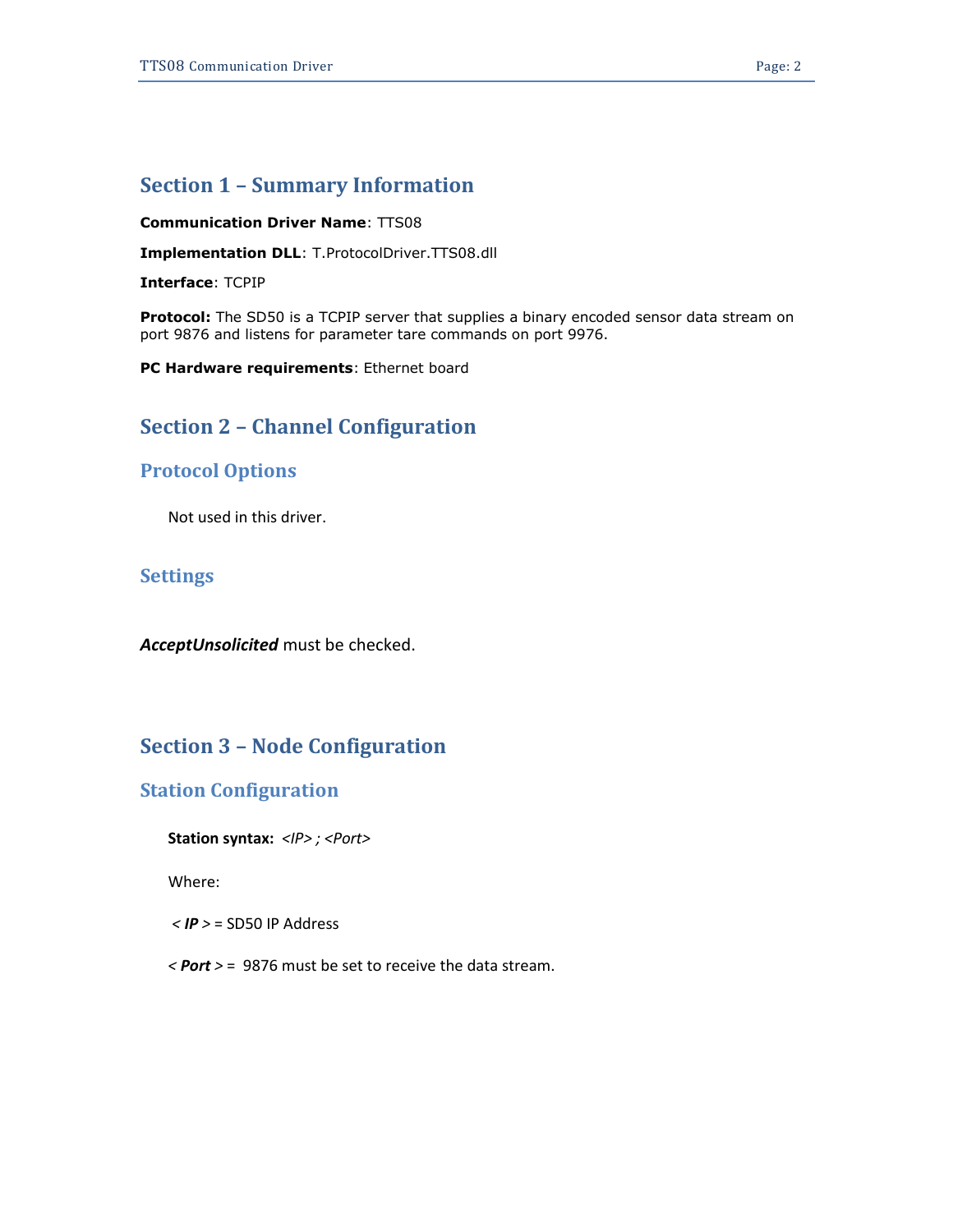# Section 1 – Summary Information

**Communication Driver Name**: TTS08

**Implementation DLL**: T.ProtocolDriver.TTS08.dll

**Interface**: TCPIP

**Protocol:** The SD50 is a TCPIP server that supplies a binary encoded sensor data stream on port 9876 and listens for parameter tare commands on port 9976.

**PC Hardware requirements**: Ethernet board

# Section 2 – Channel Configuration

## Protocol Options

Not used in this driver.

## Settings

***AcceptUnsolicited*** must be checked.

# Section 3 – Node Configuration

## Station Configuration

**Station syntax:** *<IP> ; <Port>*

Where:

< ***IP*** > = SD50 IP Address

< ***Port*** > = 9876 must be set to receive the data stream.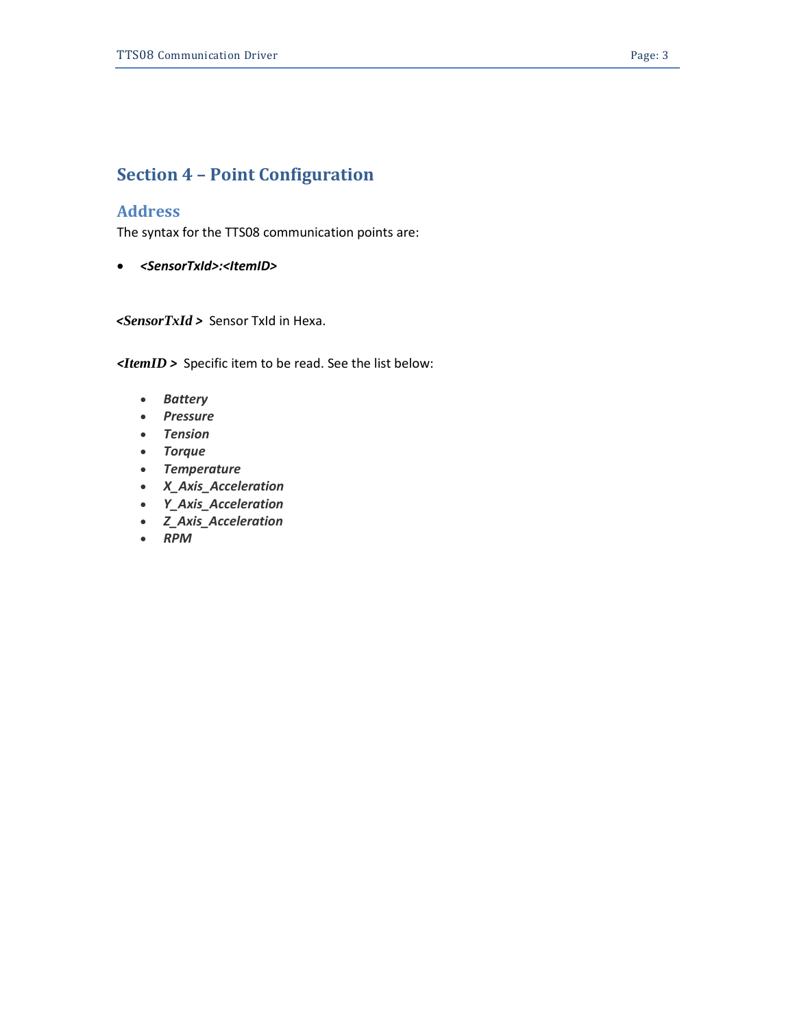# Section 4 – Point Configuration

## Address

The syntax for the TTS08 communication points are:

- ***<SensorTxId>:<ItemID>***

***<SensorTxId >*** Sensor TxId in Hexa.

***<ItemID >*** Specific item to be read. See the list below:

- ***Battery***
- ***Pressure***
- ***Tension***
- ***Torque***
- ***Temperature***
- ***X_Axis_Acceleration***
- ***Y_Axis_Acceleration***
- ***Z_Axis_Acceleration***
- ***RPM***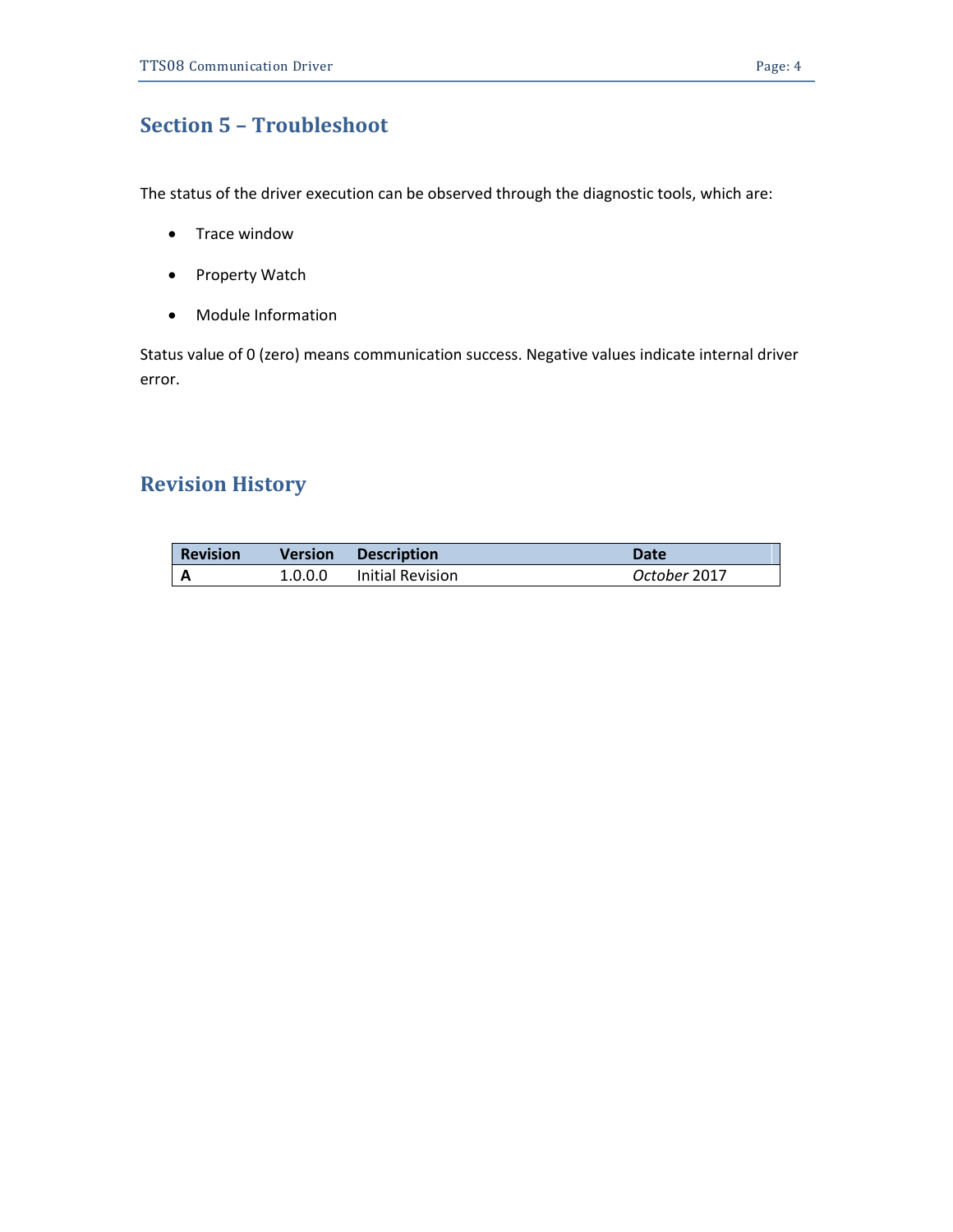## Section 5 – Troubleshoot

The status of the driver execution can be observed through the diagnostic tools, which are:

- Trace window
- Property Watch
- Module Information

Status value of 0 (zero) means communication success. Negative values indicate internal driver error.

## Revision History

| Revision | Version | Description | Date |
|---|---|---|---|
| **A** | 1.0.0.0 | Initial Revision | *October* 2017 |